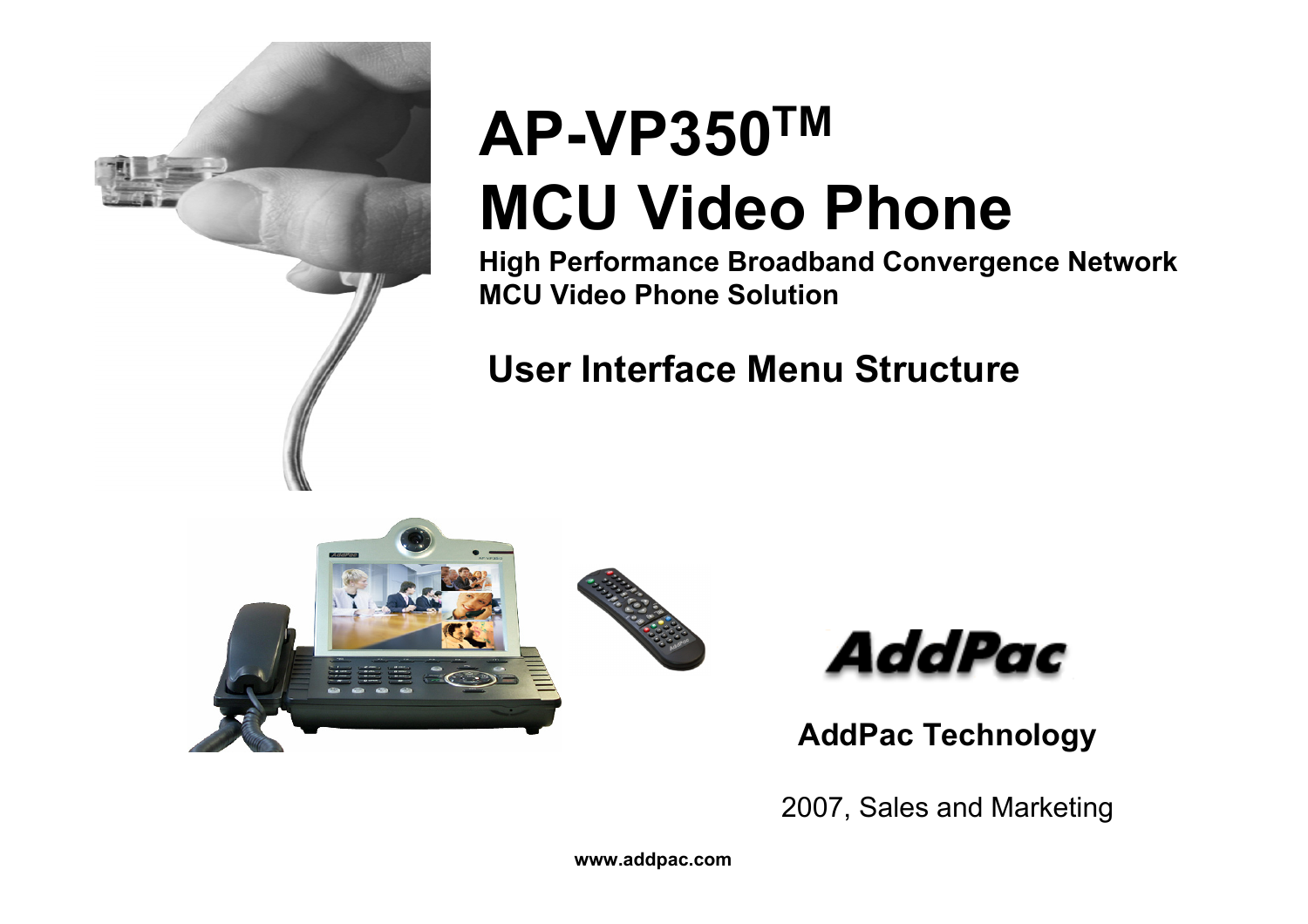# AP-VP350™ MCU Video Phone

**High Performance Broadband Convergence Network MCU Video Phone Solution**

## User Interface Menu Structure

**AddPac Technology**

2007, Sales and Marketing

**www.addpac.com**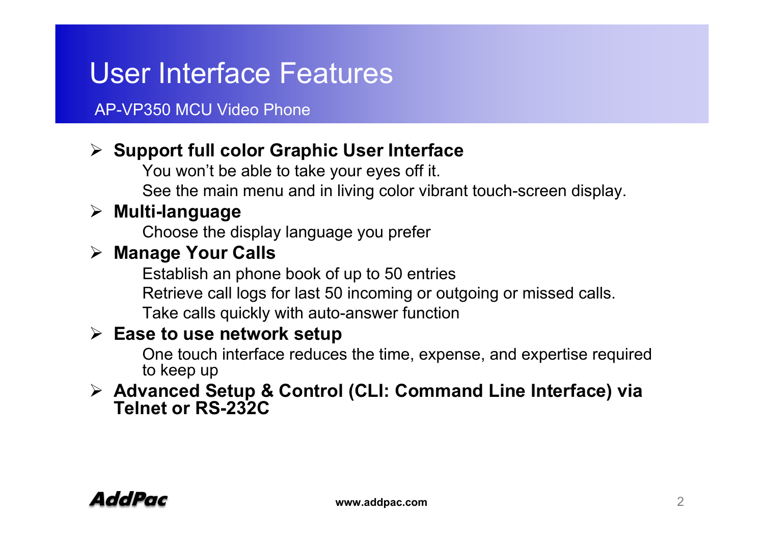# User Interface Features

AP-VP350 MCU Video Phone

- **Support full color Graphic User Interface**
  - You won't be able to take your eyes off it.
  - See the main menu and in living color vibrant touch-screen display.
- **Multi-language**
  - Choose the display language you prefer
- **Manage Your Calls**
  - Establish an phone book of up to 50 entries
  - Retrieve call logs for last 50 incoming or outgoing or missed calls.
  - Take calls quickly with auto-answer function
- **Ease to use network setup**
  - One touch interface reduces the time, expense, and expertise required to keep up
- **Advanced Setup & Control (CLI: Command Line Interface) via Telnet or RS-232C**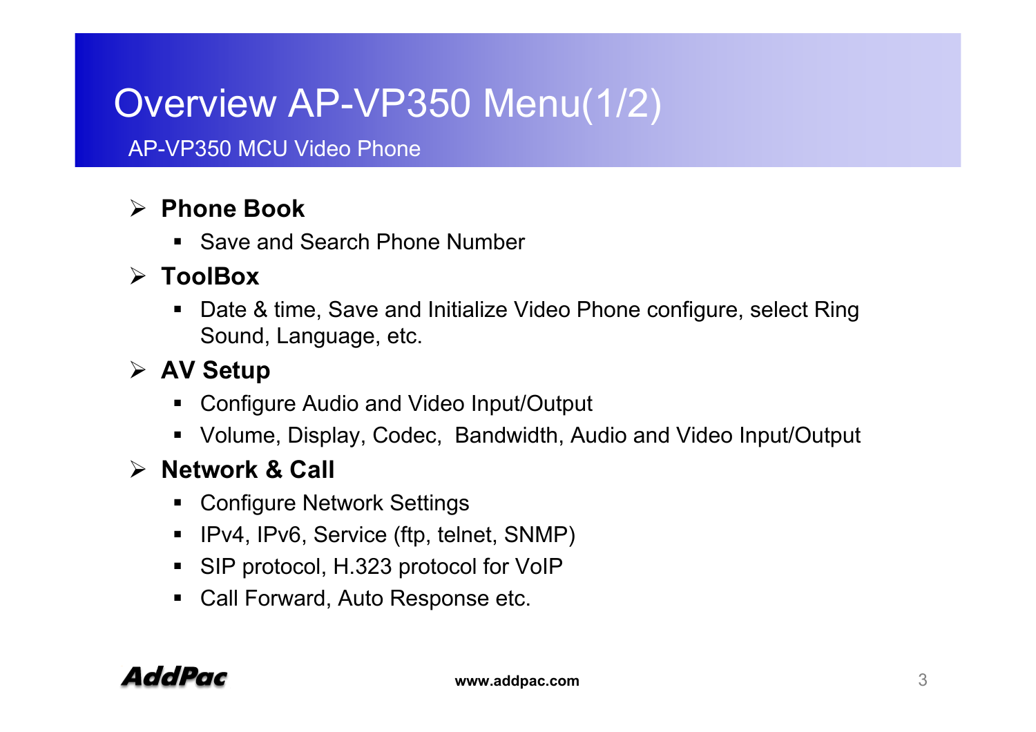# Overview AP-VP350 Menu(1/2)

AP-VP350 MCU Video Phone

- **Phone Book**
  - Save and Search Phone Number
- **ToolBox**
  - Date & time, Save and Initialize Video Phone configure, select Ring Sound, Language, etc.
- **AV Setup**
  - Configure Audio and Video Input/Output
  - Volume, Display, Codec, Bandwidth, Audio and Video Input/Output
- **Network & Call**
  - Configure Network Settings
  - IPv4, IPv6, Service (ftp, telnet, SNMP)
  - SIP protocol, H.323 protocol for VoIP
  - Call Forward, Auto Response etc.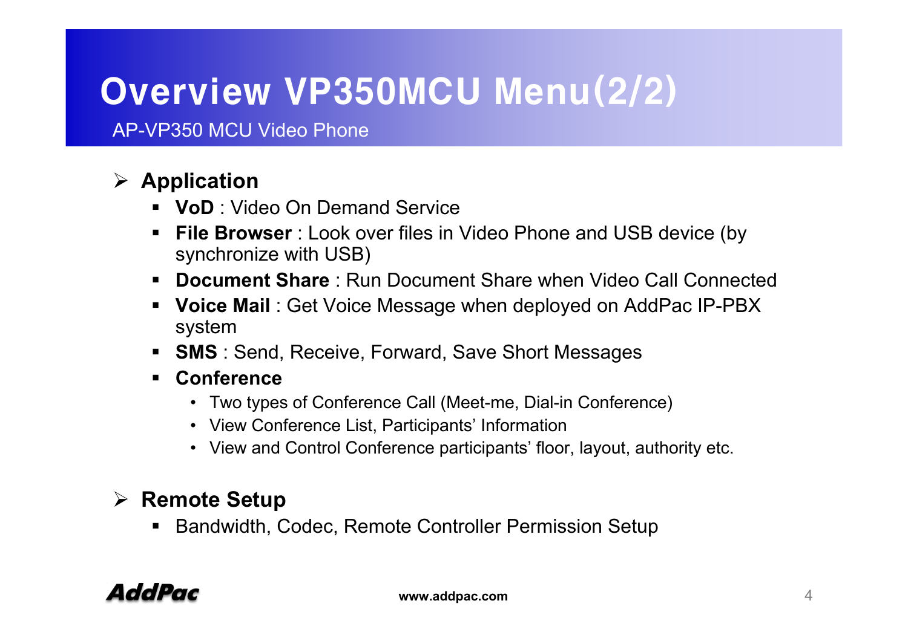# Overview VP350MCU Menu(2/2)

AP-VP350 MCU Video Phone

- **Application**
  - **VoD** : Video On Demand Service
  - **File Browser** : Look over files in Video Phone and USB device (by synchronize with USB)
  - **Document Share** : Run Document Share when Video Call Connected
  - **Voice Mail** : Get Voice Message when deployed on AddPac IP-PBX system
  - **SMS** : Send, Receive, Forward, Save Short Messages
  - **Conference**
    - Two types of Conference Call (Meet-me, Dial-in Conference)
    - View Conference List, Participants' Information
    - View and Control Conference participants' floor, layout, authority etc.

- **Remote Setup**
  - Bandwidth, Codec, Remote Controller Permission Setup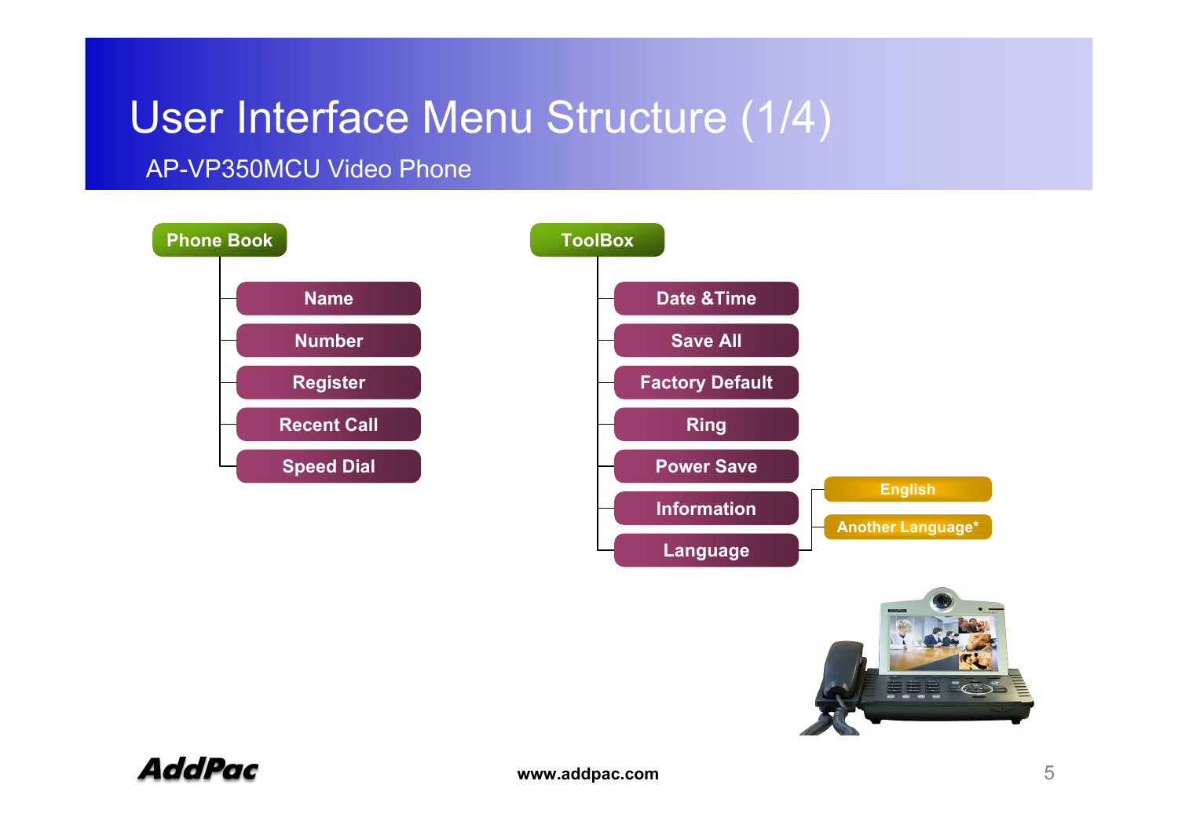# User Interface Menu Structure (1/4)

## AP-VP350MCU Video Phone

- **Phone Book**
  - Name
  - Number
  - Register
  - Recent Call
  - Speed Dial

- **ToolBox**
  - Date &Time
  - Save All
  - Factory Default
  - Ring
  - Power Save
  - Information
  - Language
    - English
    - Another Language*

www.addpac.com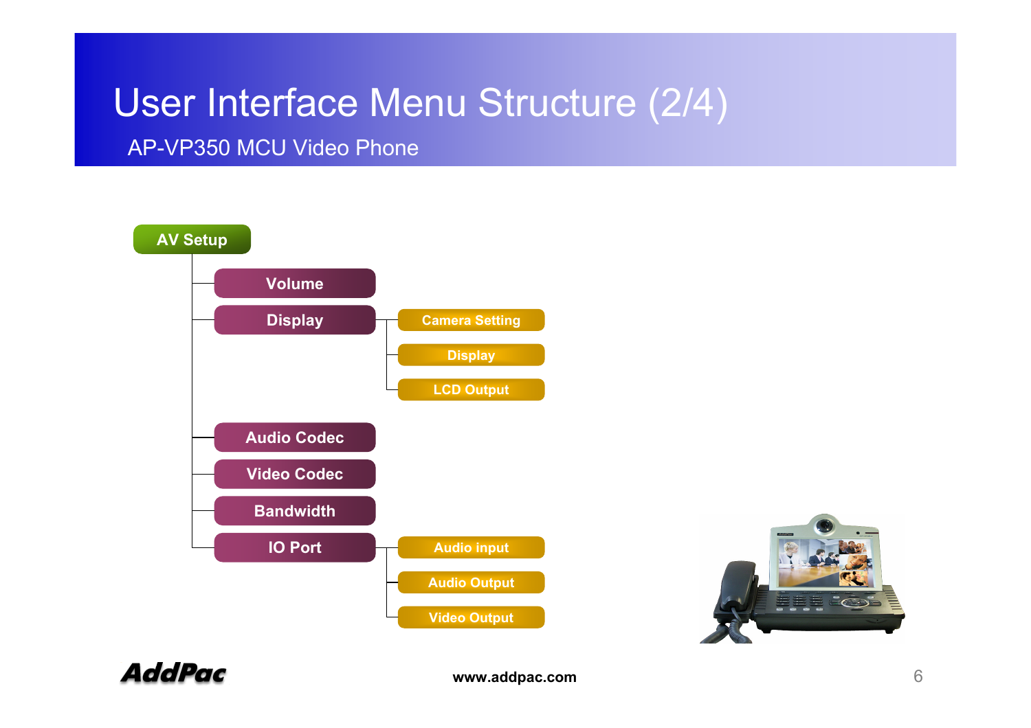# User Interface Menu Structure (2/4)

## AP-VP350 MCU Video Phone

- **AV Setup**
  - Volume
  - Display
    - Camera Setting
    - Display
    - LCD Output
  - Audio Codec
  - Video Codec
  - Bandwidth
  - IO Port
    - Audio input
    - Audio Output
    - Video Output

www.addpac.com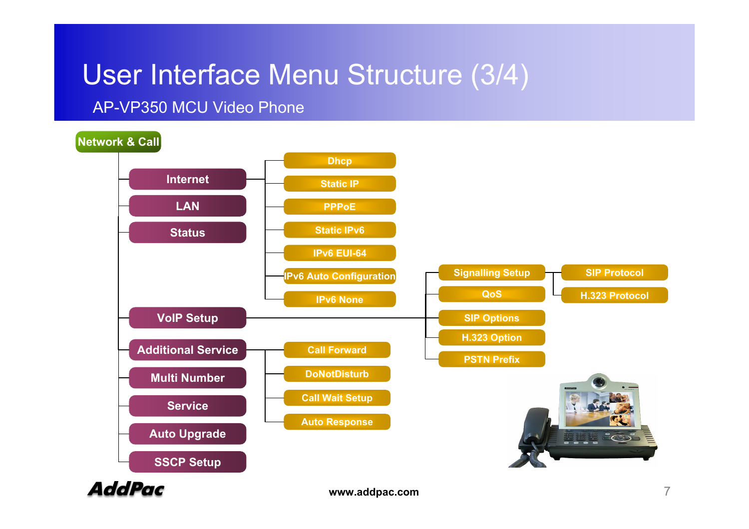# User Interface Menu Structure (3/4)

## AP-VP350 MCU Video Phone

- **Network & Call**
  - Internet
    - Dhcp
    - Static IP
    - PPPoE
    - Static IPv6
    - IPv6 EUI-64
    - IPv6 Auto Configuration
    - IPv6 None
  - LAN
  - Status
  - VoIP Setup
    - Signalling Setup
      - SIP Protocol
      - H.323 Protocol
    - QoS
    - SIP Options
    - H.323 Option
    - PSTN Prefix
  - Additional Service
    - Call Forward
    - DoNotDisturb
    - Call Wait Setup
    - Auto Response
  - Multi Number
  - Service
  - Auto Upgrade
  - SSCP Setup

AddPac

www.addpac.com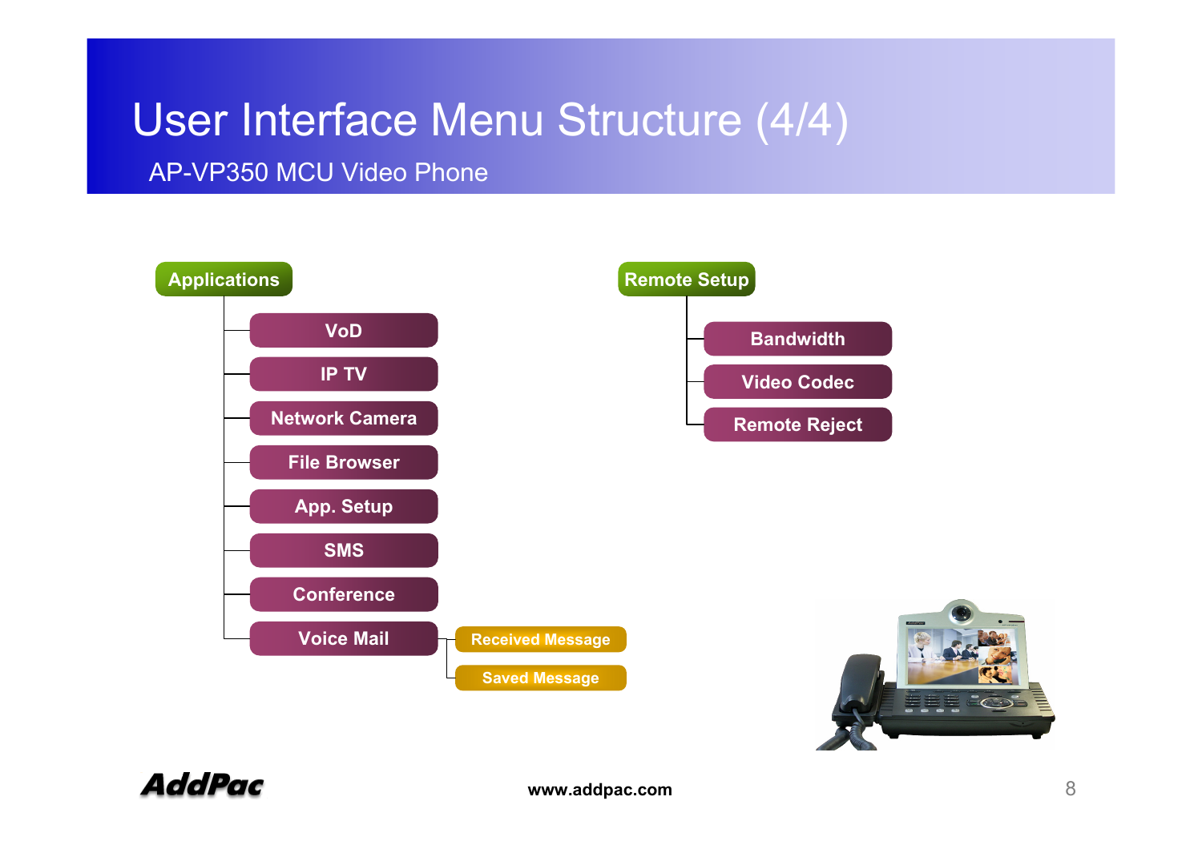# User Interface Menu Structure (4/4)

## AP-VP350 MCU Video Phone

- **Applications**
  - VoD
  - IP TV
  - Network Camera
  - File Browser
  - App. Setup
  - SMS
  - Conference
  - Voice Mail
    - Received Message
    - Saved Message

- **Remote Setup**
  - Bandwidth
  - Video Codec
  - Remote Reject

www.addpac.com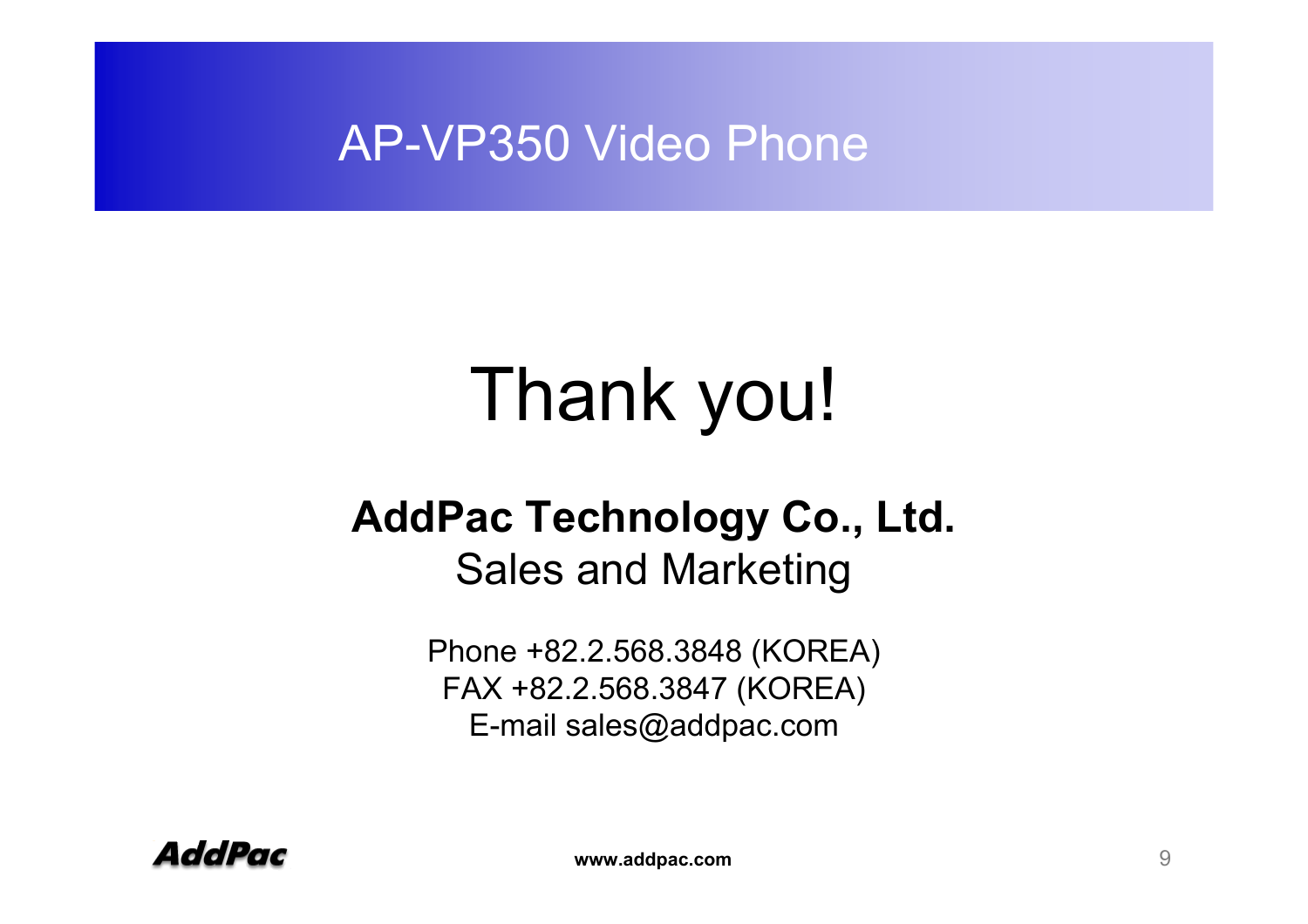# AP-VP350 Video Phone

# Thank you!

**AddPac Technology Co., Ltd.**
Sales and Marketing

Phone +82.2.568.3848 (KOREA)
FAX +82.2.568.3847 (KOREA)
E-mail sales@addpac.com